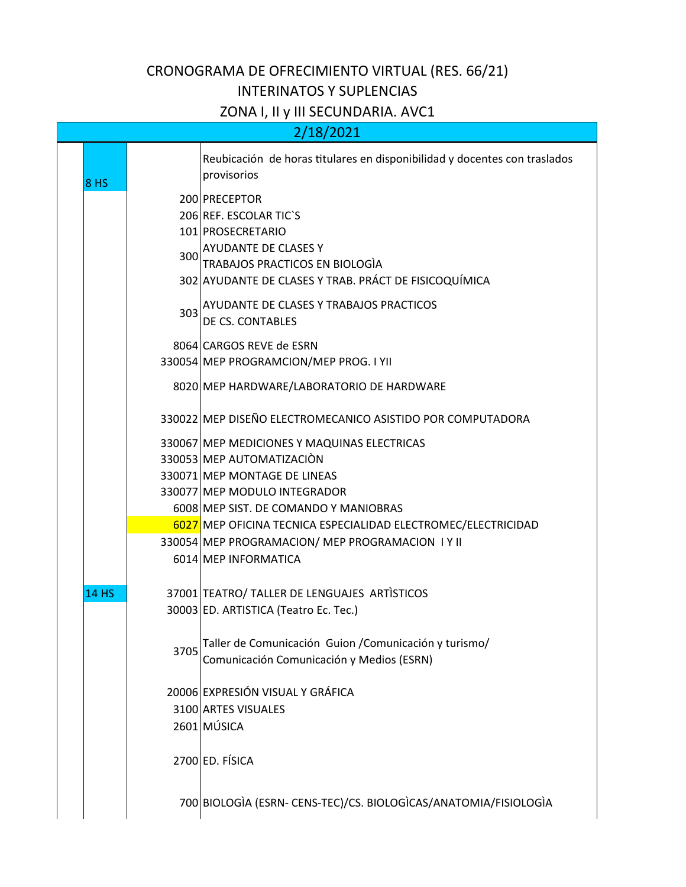# CRONOGRAMA DE OFRECIMIENTO VIRTUAL (RES. 66/21)

## INTERINATOS Y SUPLENCIAS

## ZONA I, II y III SECUNDARIA. AVC1

| 2/18/2021 | | |
|---|---|---|
| 8 HS | | Reubicación de horas titulares en disponibilidad y docentes con traslados provisorios |
| | 200 | PRECEPTOR |
| | 206 | REF. ESCOLAR TIC`S |
| | 101 | PROSECRETARIO |
| | 300 | AYUDANTE DE CLASES Y TRABAJOS PRACTICOS EN BIOLOGÌA |
| | 302 | AYUDANTE DE CLASES Y TRAB. PRÁCT DE FISICOQUÍMICA |
| | 303 | AYUDANTE DE CLASES Y TRABAJOS PRACTICOS DE CS. CONTABLES |
| | 8064 | CARGOS REVE de ESRN |
| | 330054 | MEP PROGRAMCION/MEP PROG. I YII |
| | 8020 | MEP HARDWARE/LABORATORIO DE HARDWARE |
| | 330022 | MEP DISEÑO ELECTROMECANICO ASISTIDO POR COMPUTADORA |
| | 330067 | MEP MEDICIONES Y MAQUINAS ELECTRICAS |
| | 330053 | MEP AUTOMATIZACIÒN |
| | 330071 | MEP MONTAGE DE LINEAS |
| | 330077 | MEP MODULO INTEGRADOR |
| | 6008 | MEP SIST. DE COMANDO Y MANIOBRAS |
| | 6027 | MEP OFICINA TECNICA ESPECIALIDAD ELECTROMEC/ELECTRICIDAD |
| | 330054 | MEP PROGRAMACION/ MEP PROGRAMACION I Y II |
| | 6014 | MEP INFORMATICA |
| 14 HS | 37001 | TEATRO/ TALLER DE LENGUAJES ARTÌSTICOS |
| | 30003 | ED. ARTISTICA (Teatro Ec. Tec.) |
| | 3705 | Taller de Comunicación Guion /Comunicación y turismo/ Comunicación Comunicación y Medios (ESRN) |
| | 20006 | EXPRESIÓN VISUAL Y GRÁFICA |
| | 3100 | ARTES VISUALES |
| | 2601 | MÚSICA |
| | 2700 | ED. FÍSICA |
| | 700 | BIOLOGÌA (ESRN- CENS-TEC)/CS. BIOLOGÌCAS/ANATOMIA/FISIOLOGÌA |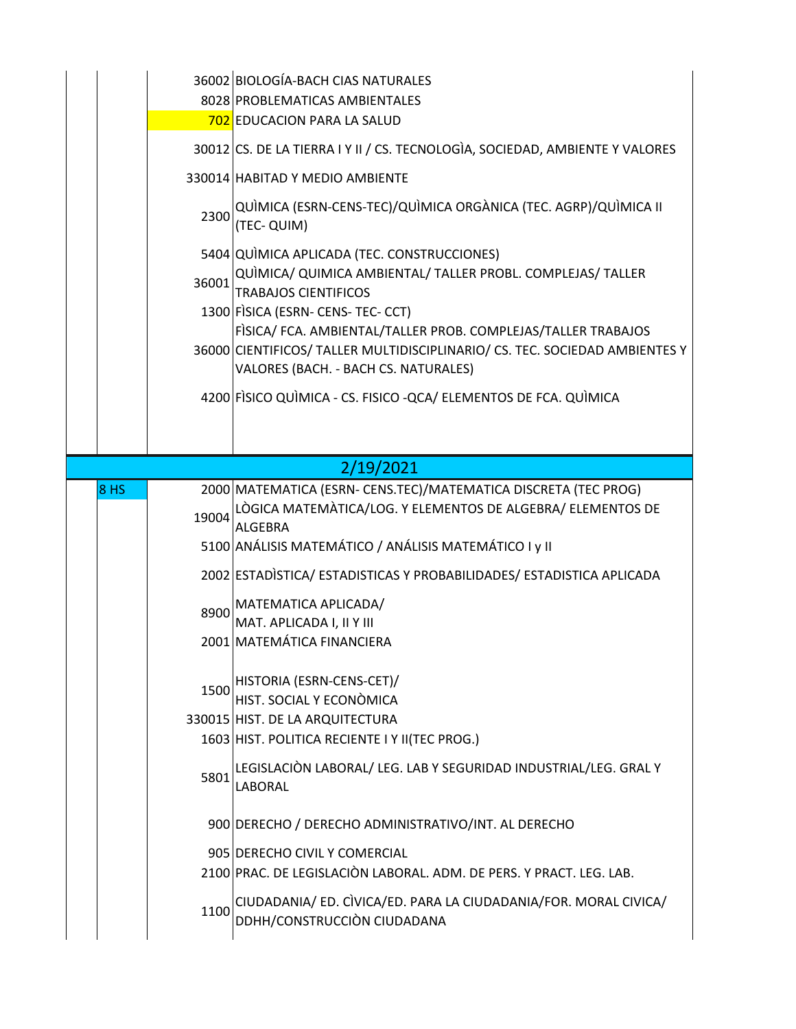| | | | |
|---|---|---|---|
| | | 36002 | BIOLOGÍA-BACH CIAS NATURALES |
| | | 8028 | PROBLEMATICAS AMBIENTALES |
| | | 702 | EDUCACION PARA LA SALUD |
| | | 30012 | CS. DE LA TIERRA I Y II / CS. TECNOLOGÌA, SOCIEDAD, AMBIENTE Y VALORES |
| | | 330014 | HABITAD Y MEDIO AMBIENTE |
| | | 2300 | QUÌMICA (ESRN-CENS-TEC)/QUÌMICA ORGÀNICA (TEC. AGRP)/QUÌMICA II (TEC- QUIM) |
| | | 5404 | QUÌMICA APLICADA (TEC. CONSTRUCCIONES) |
| | | 36001 | QUÌMICA/ QUIMICA AMBIENTAL/ TALLER PROBL. COMPLEJAS/ TALLER TRABAJOS CIENTIFICOS |
| | | 1300 | FÌSICA (ESRN- CENS- TEC- CCT) |
| | | 36000 | FÌSICA/ FCA. AMBIENTAL/TALLER PROB. COMPLEJAS/TALLER TRABAJOS CIENTIFICOS/ TALLER MULTIDISCIPLINARIO/ CS. TEC. SOCIEDAD AMBIENTES Y VALORES (BACH. - BACH CS. NATURALES) |
| | | 4200 | FÌSICO QUÌMICA - CS. FISICO -QCA/ ELEMENTOS DE FCA. QUÌMICA |
| | | | |
| | | | **2/19/2021** |
| | 8 HS | 2000 | MATEMATICA (ESRN- CENS.TEC)/MATEMATICA DISCRETA (TEC PROG) |
| | | 19004 | LÒGICA MATEMÀTICA/LOG. Y ELEMENTOS DE ALGEBRA/ ELEMENTOS DE ALGEBRA |
| | | 5100 | ANÁLISIS MATEMÁTICO / ANÁLISIS MATEMÁTICO I y II |
| | | 2002 | ESTADÌSTICA/ ESTADISTICAS Y PROBABILIDADES/ ESTADISTICA APLICADA |
| | | 8900 | MATEMATICA APLICADA/ MAT. APLICADA I, II Y III |
| | | 2001 | MATEMÁTICA FINANCIERA |
| | | 1500 | HISTORIA (ESRN-CENS-CET)/ HIST. SOCIAL Y ECONÒMICA |
| | | 330015 | HIST. DE LA ARQUITECTURA |
| | | 1603 | HIST. POLITICA RECIENTE I Y II(TEC PROG.) |
| | | 5801 | LEGISLACIÒN LABORAL/ LEG. LAB Y SEGURIDAD INDUSTRIAL/LEG. GRAL Y LABORAL |
| | | 900 | DERECHO / DERECHO ADMINISTRATIVO/INT. AL DERECHO |
| | | 905 | DERECHO CIVIL Y COMERCIAL |
| | | 2100 | PRAC. DE LEGISLACIÒN LABORAL. ADM. DE PERS. Y PRACT. LEG. LAB. |
| | | 1100 | CIUDADANIA/ ED. CÌVICA/ED. PARA LA CIUDADANIA/FOR. MORAL CIVICA/ DDHH/CONSTRUCCIÒN CIUDADANA |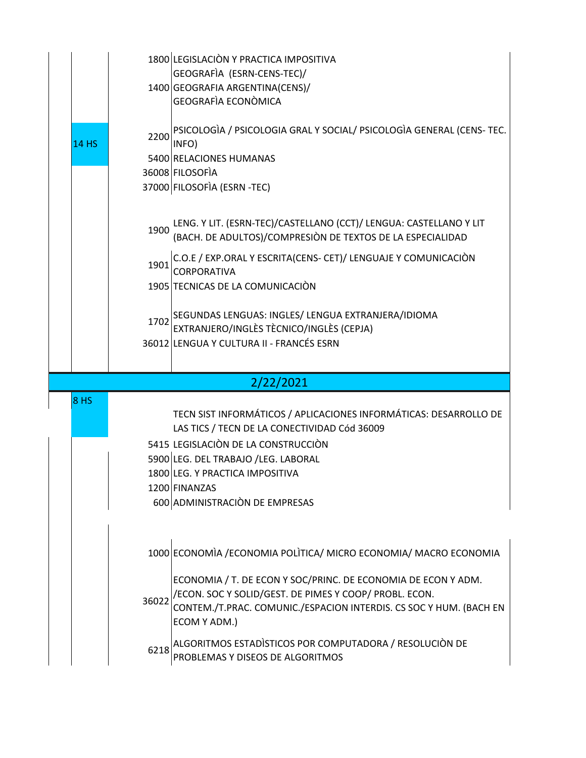| | | | |
|---|---|---|---|
| | | 1800 | LEGISLACIÒN Y PRACTICA IMPOSITIVA |
| | | 1400 | GEOGRAFÌA (ESRN-CENS-TEC)/ GEOGRAFIA ARGENTINA(CENS)/ GEOGRAFÌA ECONÒMICA |
| 14 HS | | 2200 | PSICOLOGÌA / PSICOLOGIA GRAL Y SOCIAL/ PSICOLOGÌA GENERAL (CENS- TEC. INFO) |
| | | 5400 | RELACIONES HUMANAS |
| | | 36008 | FILOSOFÌA |
| | | 37000 | FILOSOFÌA (ESRN -TEC) |
| | | 1900 | LENG. Y LIT. (ESRN-TEC)/CASTELLANO (CCT)/ LENGUA: CASTELLANO Y LIT (BACH. DE ADULTOS)/COMPRESIÒN DE TEXTOS DE LA ESPECIALIDAD |
| | | 1901 | C.O.E / EXP.ORAL Y ESCRITA(CENS- CET)/ LENGUAJE Y COMUNICACIÒN CORPORATIVA |
| | | 1905 | TECNICAS DE LA COMUNICACIÒN |
| | | 1702 | SEGUNDAS LENGUAS: INGLES/ LENGUA EXTRANJERA/IDIOMA EXTRANJERO/INGLÈS TÈCNICO/INGLÈS (CEPJA) |
| | | 36012 | LENGUA Y CULTURA II - FRANCÉS ESRN |

## 2/22/2021

| | | | |
|---|---|---|---|
| 8 HS | | | TECN SIST INFORMÁTICOS / APLICACIONES INFORMÁTICAS: DESARROLLO DE LAS TICS / TECN DE LA CONECTIVIDAD Cód 36009 |
| | | 5415 | LEGISLACIÒN DE LA CONSTRUCCIÒN |
| | | 5900 | LEG. DEL TRABAJO /LEG. LABORAL |
| | | 1800 | LEG. Y PRACTICA IMPOSITIVA |
| | | 1200 | FINANZAS |
| | | 600 | ADMINISTRACIÒN DE EMPRESAS |
| | | 1000 | ECONOMÌA /ECONOMIA POLÌTICA/ MICRO ECONOMIA/ MACRO ECONOMIA |
| | | 36022 | ECONOMIA / T. DE ECON Y SOC/PRINC. DE ECONOMIA DE ECON Y ADM. /ECON. SOC Y SOLID/GEST. DE PIMES Y COOP/ PROBL. ECON. CONTEM./T.PRAC. COMUNIC./ESPACION INTERDIS. CS SOC Y HUM. (BACH EN ECOM Y ADM.) |
| | | 6218 | ALGORITMOS ESTADÌSTICOS POR COMPUTADORA / RESOLUCIÒN DE PROBLEMAS Y DISEOS DE ALGORITMOS |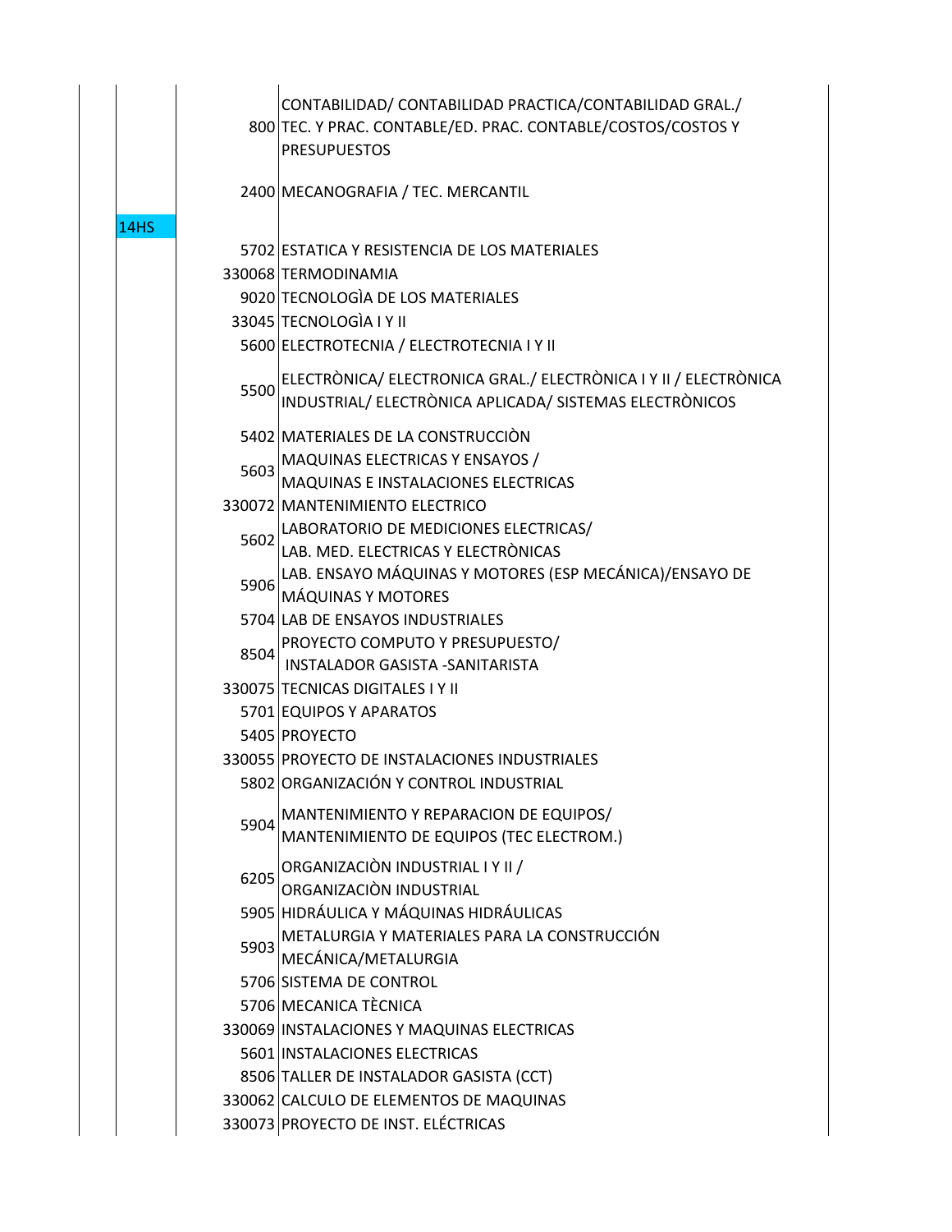| | | | |
|---|---|---|---|
| | | 800 | CONTABILIDAD/ CONTABILIDAD PRACTICA/CONTABILIDAD GRAL./ TEC. Y PRAC. CONTABLE/ED. PRAC. CONTABLE/COSTOS/COSTOS Y PRESUPUESTOS |
| | | 2400 | MECANOGRAFIA / TEC. MERCANTIL |
| | 14HS | | |
| | | 5702 | ESTATICA Y RESISTENCIA DE LOS MATERIALES |
| | | 330068 | TERMODINAMIA |
| | | 9020 | TECNOLOGÌA DE LOS MATERIALES |
| | | 33045 | TECNOLOGÌA I Y II |
| | | 5600 | ELECTROTECNIA / ELECTROTECNIA I Y II |
| | | 5500 | ELECTRÒNICA/ ELECTRONICA GRAL./ ELECTRÒNICA I Y II / ELECTRÒNICA INDUSTRIAL/ ELECTRÒNICA APLICADA/ SISTEMAS ELECTRÒNICOS |
| | | 5402 | MATERIALES DE LA CONSTRUCCIÒN |
| | | 5603 | MAQUINAS ELECTRICAS Y ENSAYOS / MAQUINAS E INSTALACIONES ELECTRICAS |
| | | 330072 | MANTENIMIENTO ELECTRICO |
| | | 5602 | LABORATORIO DE MEDICIONES ELECTRICAS/ LAB. MED. ELECTRICAS Y ELECTRÒNICAS |
| | | 5906 | LAB. ENSAYO MÁQUINAS Y MOTORES (ESP MECÁNICA)/ENSAYO DE MÁQUINAS Y MOTORES |
| | | 5704 | LAB DE ENSAYOS INDUSTRIALES |
| | | 8504 | PROYECTO COMPUTO Y PRESUPUESTO/ INSTALADOR GASISTA -SANITARISTA |
| | | 330075 | TECNICAS DIGITALES I Y II |
| | | 5701 | EQUIPOS Y APARATOS |
| | | 5405 | PROYECTO |
| | | 330055 | PROYECTO DE INSTALACIONES INDUSTRIALES |
| | | 5802 | ORGANIZACIÓN Y CONTROL INDUSTRIAL |
| | | 5904 | MANTENIMIENTO Y REPARACION DE EQUIPOS/ MANTENIMIENTO DE EQUIPOS (TEC ELECTROM.) |
| | | 6205 | ORGANIZACIÒN INDUSTRIAL I Y II / ORGANIZACIÒN INDUSTRIAL |
| | | 5905 | HIDRÁULICA Y MÁQUINAS HIDRÁULICAS |
| | | 5903 | METALURGIA Y MATERIALES PARA LA CONSTRUCCIÓN MECÁNICA/METALURGIA |
| | | 5706 | SISTEMA DE CONTROL |
| | | 5706 | MECANICA TÈCNICA |
| | | 330069 | INSTALACIONES Y MAQUINAS ELECTRICAS |
| | | 5601 | INSTALACIONES ELECTRICAS |
| | | 8506 | TALLER DE INSTALADOR GASISTA (CCT) |
| | | 330062 | CALCULO DE ELEMENTOS DE MAQUINAS |
| | | 330073 | PROYECTO DE INST. ELÉCTRICAS |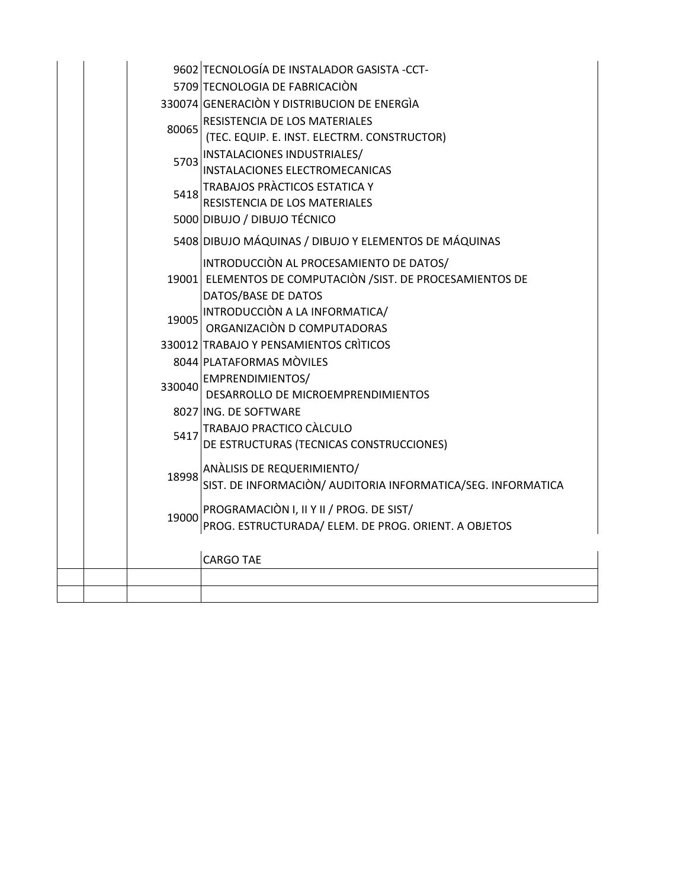| | | | |
|---|---|---|---|
| | | 9602 | TECNOLOGÍA DE INSTALADOR GASISTA -CCT- |
| | | 5709 | TECNOLOGIA DE FABRICACIÒN |
| | | 330074 | GENERACIÒN Y DISTRIBUCION DE ENERGÌA |
| | | 80065 | RESISTENCIA DE LOS MATERIALES (TEC. EQUIP. E. INST. ELECTRM. CONSTRUCTOR) |
| | | 5703 | INSTALACIONES INDUSTRIALES/ INSTALACIONES ELECTROMECANICAS |
| | | 5418 | TRABAJOS PRÀCTICOS ESTATICA Y RESISTENCIA DE LOS MATERIALES |
| | | 5000 | DIBUJO / DIBUJO TÉCNICO |
| | | 5408 | DIBUJO MÁQUINAS / DIBUJO Y ELEMENTOS DE MÁQUINAS |
| | | 19001 | INTRODUCCIÒN AL PROCESAMIENTO DE DATOS/ ELEMENTOS DE COMPUTACIÒN /SIST. DE PROCESAMIENTOS DE DATOS/BASE DE DATOS |
| | | 19005 | INTRODUCCIÒN A LA INFORMATICA/ ORGANIZACIÒN D COMPUTADORAS |
| | | 330012 | TRABAJO Y PENSAMIENTOS CRÌTICOS |
| | | 8044 | PLATAFORMAS MÒVILES |
| | | 330040 | EMPRENDIMIENTOS/ DESARROLLO DE MICROEMPRENDIMIENTOS |
| | | 8027 | ING. DE SOFTWARE |
| | | 5417 | TRABAJO PRACTICO CÀLCULO DE ESTRUCTURAS (TECNICAS CONSTRUCCIONES) |
| | | 18998 | ANÀLISIS DE REQUERIMIENTO/ SIST. DE INFORMACIÒN/ AUDITORIA INFORMATICA/SEG. INFORMATICA |
| | | 19000 | PROGRAMACIÒN I, II Y II / PROG. DE SIST/ PROG. ESTRUCTURADA/ ELEM. DE PROG. ORIENT. A OBJETOS |
| | | | CARGO TAE |
| | | | |
| | | | |